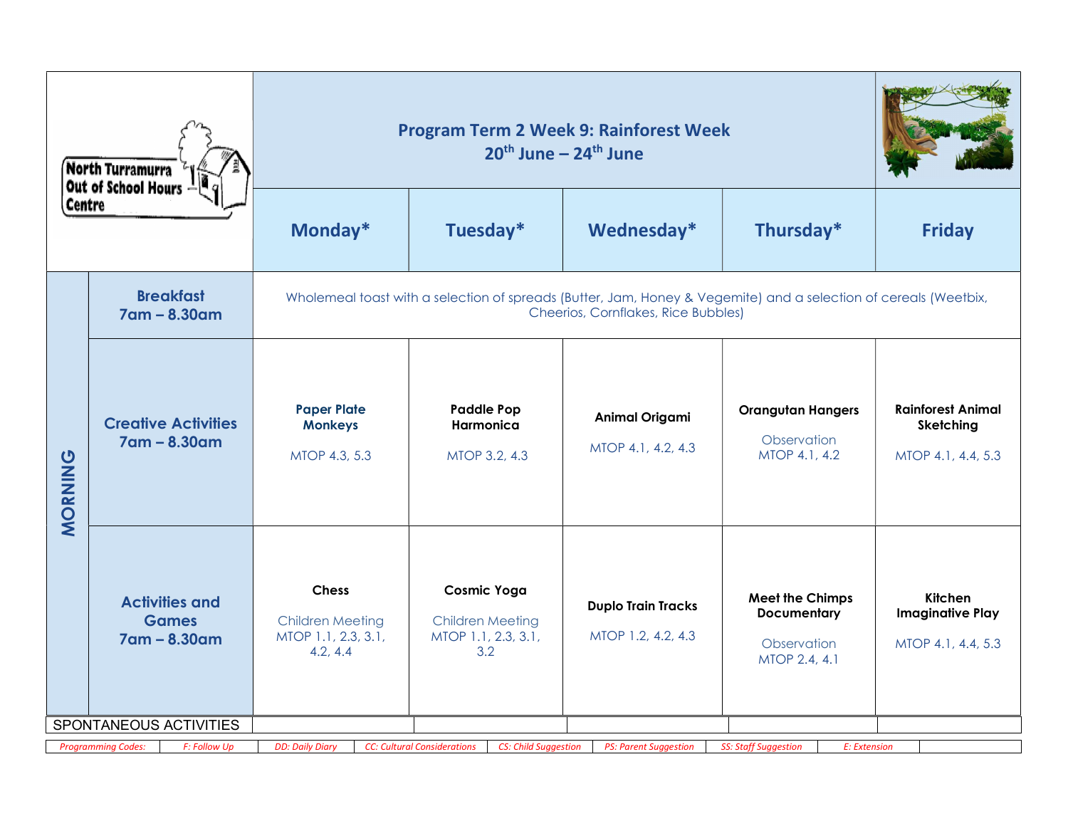North Turramurra Out of School Hours Centre

# Program Term 2 Week 9: Rainforest Week

## 20th June – 24th June

| | | Monday* | Tuesday* | Wednesday* | Thursday* | Friday |
|---|---|---|---|---|---|---|
| MORNING | **Breakfast 7am – 8.30am** | Wholemeal toast with a selection of spreads (Butter, Jam, Honey & Vegemite) and a selection of cereals (Weetbix, Cheerios, Cornflakes, Rice Bubbles) | | | | |
| | **Creative Activities 7am – 8.30am** | **Paper Plate Monkeys** MTOP 4.3, 5.3 | **Paddle Pop Harmonica** MTOP 3.2, 4.3 | **Animal Origami** MTOP 4.1, 4.2, 4.3 | **Orangutan Hangers** Observation MTOP 4.1, 4.2 | **Rainforest Animal Sketching** MTOP 4.1, 4.4, 5.3 |
| | **Activities and Games 7am – 8.30am** | **Chess** Children Meeting MTOP 1.1, 2.3, 3.1, 4.2, 4.4 | **Cosmic Yoga** Children Meeting MTOP 1.1, 2.3, 3.1, 3.2 | **Duplo Train Tracks** MTOP 1.2, 4.2, 4.3 | **Meet the Chimps Documentary** Observation MTOP 2.4, 4.1 | **Kitchen Imaginative Play** MTOP 4.1, 4.4, 5.3 |
| SPONTANEOUS ACTIVITIES | | | | | | |

| *Programming Codes:* | *F: Follow Up* | *DD: Daily Diary* | *CC: Cultural Considerations* | *CS: Child Suggestion* | *PS: Parent Suggestion* | *SS: Staff Suggestion* | *E: Extension* |
|---|---|---|---|---|---|---|---|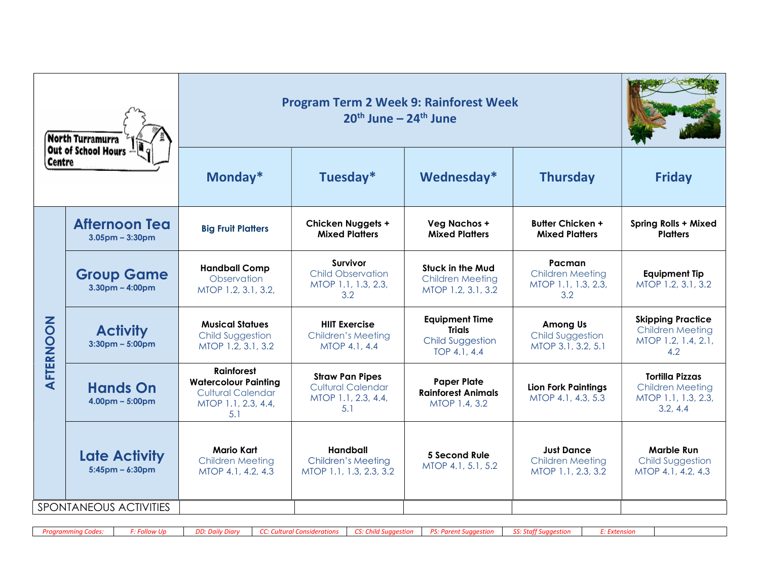# Program Term 2 Week 9: Rainforest Week

## 20th June – 24th June

North Turramurra Out of School Hours Centre

| | | Monday* | Tuesday* | Wednesday* | Thursday | Friday |
|---|---|---|---|---|---|---|
| AFTERNOON | **Afternoon Tea** 3.05pm – 3:30pm | **Big Fruit Platters** | **Chicken Nuggets + Mixed Platters** | **Veg Nachos + Mixed Platters** | **Butter Chicken + Mixed Platters** | **Spring Rolls + Mixed Platters** |
| | **Group Game** 3.30pm – 4:00pm | **Handball Comp** Observation MTOP 1.2, 3.1, 3.2, | **Survivor** Child Observation MTOP 1.1, 1.3, 2.3, 3.2 | **Stuck in the Mud** Children Meeting MTOP 1.2, 3.1, 3.2 | **Pacman** Children Meeting MTOP 1.1, 1.3, 2.3, 3.2 | **Equipment Tip** MTOP 1.2, 3.1, 3.2 |
| | **Activity** 3:30pm – 5:00pm | **Musical Statues** Child Suggestion MTOP 1.2, 3.1, 3.2 | **HIIT Exercise** Children's Meeting MTOP 4.1, 4.4 | **Equipment Time Trials** Child Suggestion TOP 4.1, 4.4 | **Among Us** Child Suggestion MTOP 3.1, 3.2, 5.1 | **Skipping Practice** Children Meeting MTOP 1.2, 1.4, 2.1, 4.2 |
| | **Hands On** 4.00pm – 5:00pm | **Rainforest Watercolour Painting** Cultural Calendar MTOP 1.1, 2.3, 4.4, 5.1 | **Straw Pan Pipes** Cultural Calendar MTOP 1.1, 2.3, 4.4, 5.1 | **Paper Plate Rainforest Animals** MTOP 1.4, 3.2 | **Lion Fork Paintings** MTOP 4.1, 4.3, 5.3 | **Tortilla Pizzas** Children Meeting MTOP 1.1, 1.3, 2.3, 3.2, 4.4 |
| | **Late Activity** 5:45pm – 6:30pm | **Mario Kart** Children Meeting MTOP 4.1, 4.2, 4.3 | **Handball** Children's Meeting MTOP 1.1, 1.3, 2.3, 3.2 | **5 Second Rule** MTOP 4.1, 5.1, 5.2 | **Just Dance** Children Meeting MTOP 1.1, 2.3, 3.2 | **Marble Run** Child Suggestion MTOP 4.1, 4.2, 4.3 |
| SPONTANEOUS ACTIVITIES | | | | | | |

| *Programming Codes:* | *F: Follow Up* | *DD: Daily Diary* | *CC: Cultural Considerations* | *CS: Child Suggestion* | *PS: Parent Suggestion* | *SS: Staff Suggestion* | *E: Extension* | |
|---|---|---|---|---|---|---|---|---|